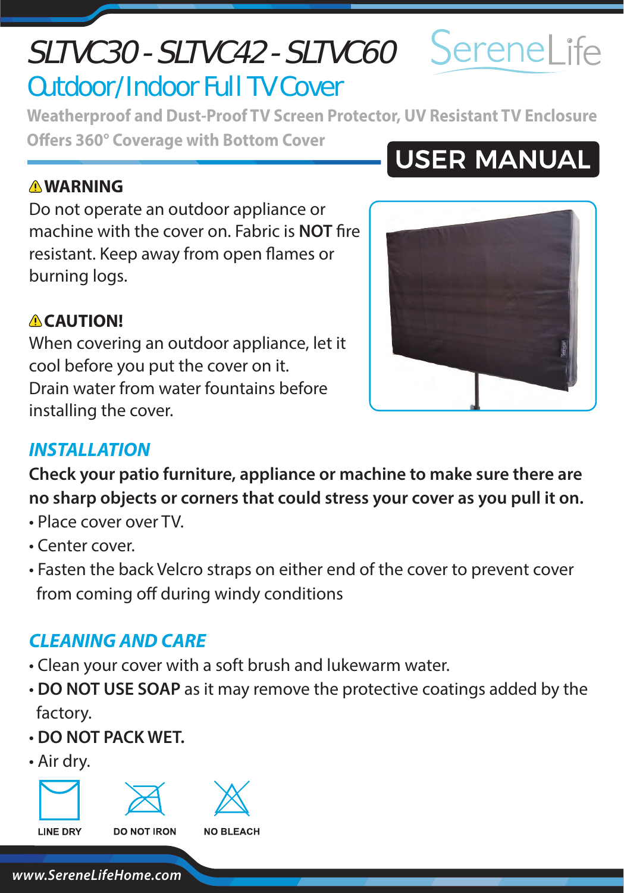# SLTVC30 - SLTVC42 - SLTVC60

SereneLife

## Outdoor/Indoor Full TV Cover

**Weatherproof and Dust-Proof TV Screen Protector, UV Resistant TV Enclosure Offers 360° Coverage with Bottom Cover**

**USER MANUAL**

### ⚠WARNING

Do not operate an outdoor appliance or machine with the cover on. Fabric is **NOT** fire resistant. Keep away from open flames or burning logs.

### ⚠CAUTION!

When covering an outdoor appliance, let it cool before you put the cover on it.
Drain water from water fountains before installing the cover.

## *INSTALLATION*

**Check your patio furniture, appliance or machine to make sure there are no sharp objects or corners that could stress your cover as you pull it on.**

- Place cover over TV.
- Center cover.
- Fasten the back Velcro straps on either end of the cover to prevent cover from coming off during windy conditions

## *CLEANING AND CARE*

- Clean your cover with a soft brush and lukewarm water.
- **DO NOT USE SOAP** as it may remove the protective coatings added by the factory.
- **DO NOT PACK WET.**
- Air dry.

LINE DRY DO NOT IRON NO BLEACH

www.SereneLifeHome.com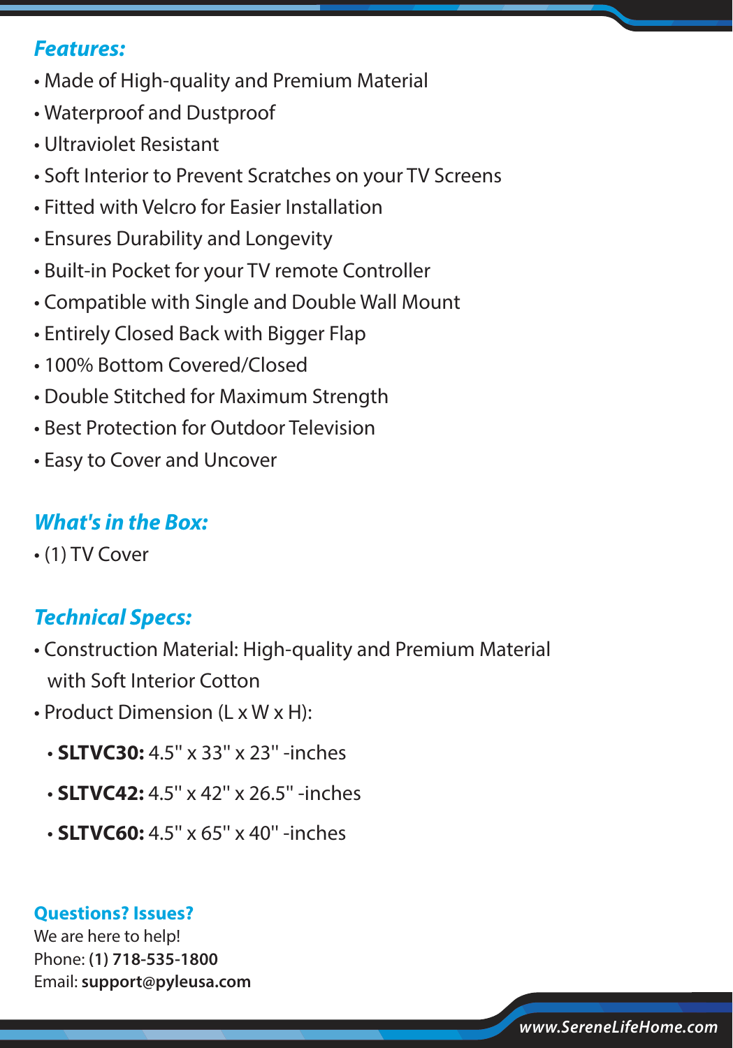## *Features:*

- Made of High-quality and Premium Material
- Waterproof and Dustproof
- Ultraviolet Resistant
- Soft Interior to Prevent Scratches on your TV Screens
- Fitted with Velcro for Easier Installation
- Ensures Durability and Longevity
- Built-in Pocket for your TV remote Controller
- Compatible with Single and Double Wall Mount
- Entirely Closed Back with Bigger Flap
- 100% Bottom Covered/Closed
- Double Stitched for Maximum Strength
- Best Protection for Outdoor Television
- Easy to Cover and Uncover

## *What's in the Box:*

- (1) TV Cover

## *Technical Specs:*

- Construction Material: High-quality and Premium Material with Soft Interior Cotton
- Product Dimension (L x W x H):
  - **SLTVC30:** 4.5" x 33" x 23" -inches
  - **SLTVC42:** 4.5" x 42" x 26.5" -inches
  - **SLTVC60:** 4.5" x 65" x 40" -inches

**Questions? Issues?**
We are here to help!
Phone: **(1) 718-535-1800**
Email: **support@pyleusa.com**

*www.SereneLifeHome.com*